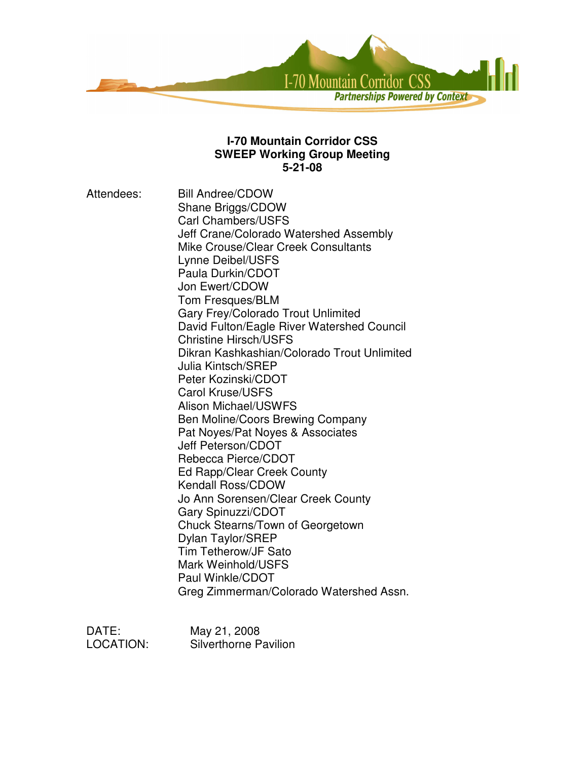I-70 Mountain Corridor CSS

*Partnerships Powered by Context*

**I-70 Mountain Corridor CSS**
**SWEEP Working Group Meeting**
**5-21-08**

Attendees:

Bill Andree/CDOW
Shane Briggs/CDOW
Carl Chambers/USFS
Jeff Crane/Colorado Watershed Assembly
Mike Crouse/Clear Creek Consultants
Lynne Deibel/USFS
Paula Durkin/CDOT
Jon Ewert/CDOW
Tom Fresques/BLM
Gary Frey/Colorado Trout Unlimited
David Fulton/Eagle River Watershed Council
Christine Hirsch/USFS
Dikran Kashkashian/Colorado Trout Unlimited
Julia Kintsch/SREP
Peter Kozinski/CDOT
Carol Kruse/USFS
Alison Michael/USWFS
Ben Moline/Coors Brewing Company
Pat Noyes/Pat Noyes & Associates
Jeff Peterson/CDOT
Rebecca Pierce/CDOT
Ed Rapp/Clear Creek County
Kendall Ross/CDOW
Jo Ann Sorensen/Clear Creek County
Gary Spinuzzi/CDOT
Chuck Stearns/Town of Georgetown
Dylan Taylor/SREP
Tim Tetherow/JF Sato
Mark Weinhold/USFS
Paul Winkle/CDOT
Greg Zimmerman/Colorado Watershed Assn.

DATE: May 21, 2008
LOCATION: Silverthorne Pavilion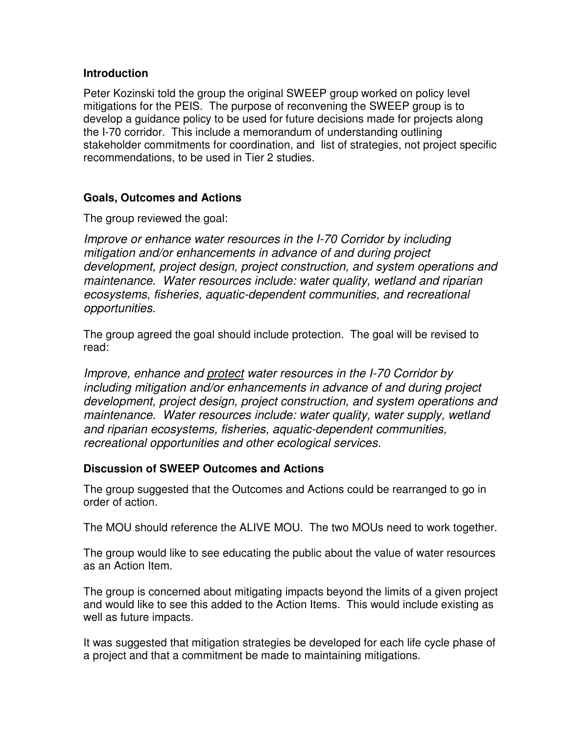### Introduction

Peter Kozinski told the group the original SWEEP group worked on policy level mitigations for the PEIS. The purpose of reconvening the SWEEP group is to develop a guidance policy to be used for future decisions made for projects along the I-70 corridor. This include a memorandum of understanding outlining stakeholder commitments for coordination, and list of strategies, not project specific recommendations, to be used in Tier 2 studies.

### Goals, Outcomes and Actions

The group reviewed the goal:

*Improve or enhance water resources in the I-70 Corridor by including mitigation and/or enhancements in advance of and during project development, project design, project construction, and system operations and maintenance. Water resources include: water quality, wetland and riparian ecosystems, fisheries, aquatic-dependent communities, and recreational opportunities.*

The group agreed the goal should include protection. The goal will be revised to read:

*Improve, enhance and <u>protect</u> water resources in the I-70 Corridor by including mitigation and/or enhancements in advance of and during project development, project design, project construction, and system operations and maintenance. Water resources include: water quality, water supply, wetland and riparian ecosystems, fisheries, aquatic-dependent communities, recreational opportunities and other ecological services.*

### Discussion of SWEEP Outcomes and Actions

The group suggested that the Outcomes and Actions could be rearranged to go in order of action.

The MOU should reference the ALIVE MOU. The two MOUs need to work together.

The group would like to see educating the public about the value of water resources as an Action Item.

The group is concerned about mitigating impacts beyond the limits of a given project and would like to see this added to the Action Items. This would include existing as well as future impacts.

It was suggested that mitigation strategies be developed for each life cycle phase of a project and that a commitment be made to maintaining mitigations.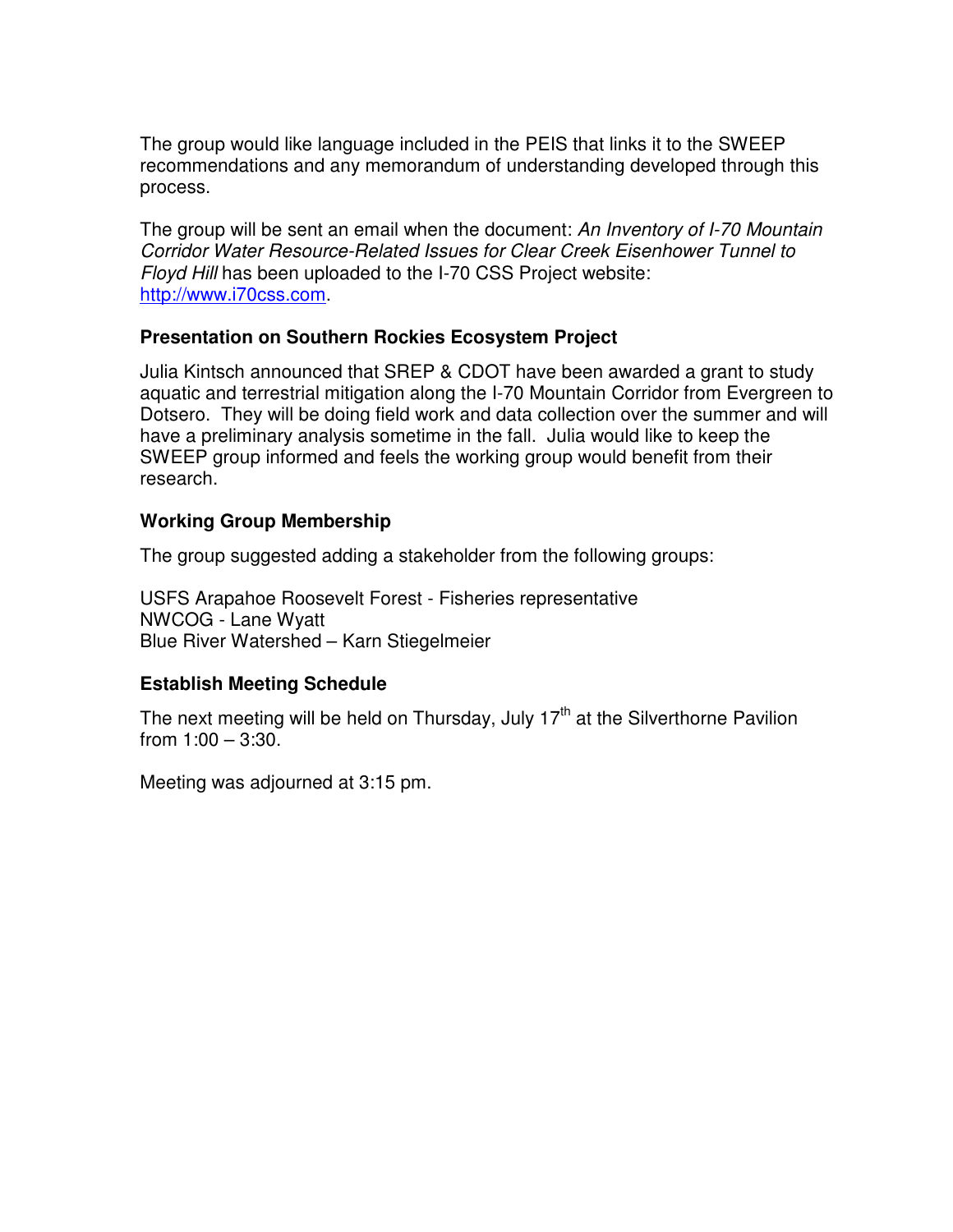The group would like language included in the PEIS that links it to the SWEEP recommendations and any memorandum of understanding developed through this process.

The group will be sent an email when the document: *An Inventory of I-70 Mountain Corridor Water Resource-Related Issues for Clear Creek Eisenhower Tunnel to Floyd Hill* has been uploaded to the I-70 CSS Project website: http://www.i70css.com.

**Presentation on Southern Rockies Ecosystem Project**

Julia Kintsch announced that SREP & CDOT have been awarded a grant to study aquatic and terrestrial mitigation along the I-70 Mountain Corridor from Evergreen to Dotsero. They will be doing field work and data collection over the summer and will have a preliminary analysis sometime in the fall. Julia would like to keep the SWEEP group informed and feels the working group would benefit from their research.

**Working Group Membership**

The group suggested adding a stakeholder from the following groups:

USFS Arapahoe Roosevelt Forest - Fisheries representative
NWCOG - Lane Wyatt
Blue River Watershed – Karn Stiegelmeier

**Establish Meeting Schedule**

The next meeting will be held on Thursday, July 17th at the Silverthorne Pavilion from 1:00 – 3:30.

Meeting was adjourned at 3:15 pm.